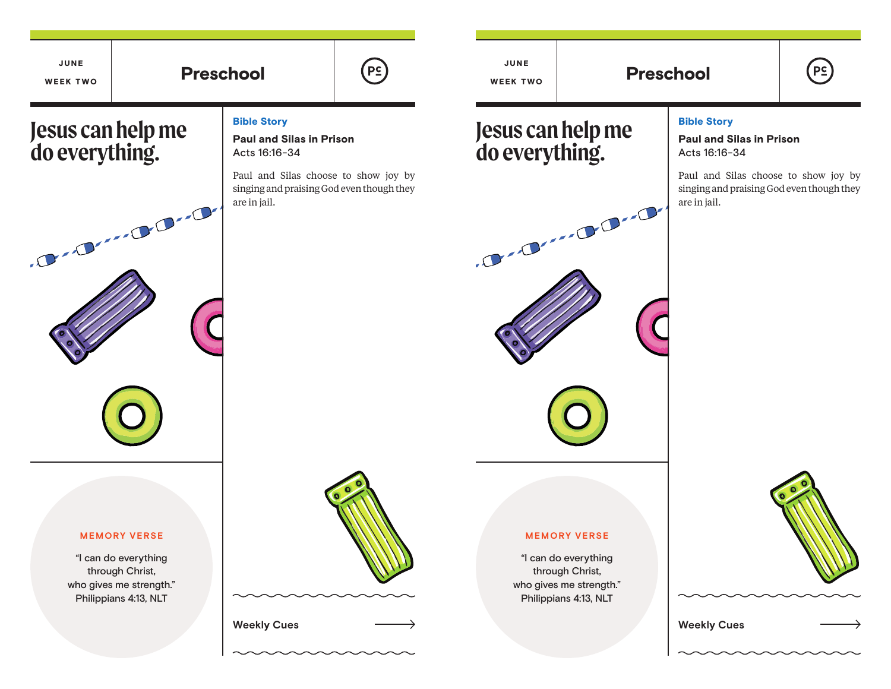JUNE
WEEK TWO

# Preschool

## Jesus can help me do everything.

### Bible Story

**Paul and Silas in Prison**
Acts 16:16-34

Paul and Silas choose to show joy by singing and praising God even though they are in jail.

MEMORY VERSE

"I can do everything through Christ, who gives me strength."
Philippians 4:13, NLT

Weekly Cues →

JUNE
WEEK TWO

# Preschool

## Jesus can help me do everything.

### Bible Story

**Paul and Silas in Prison**
Acts 16:16-34

Paul and Silas choose to show joy by singing and praising God even though they are in jail.

MEMORY VERSE

"I can do everything through Christ, who gives me strength."
Philippians 4:13, NLT

Weekly Cues →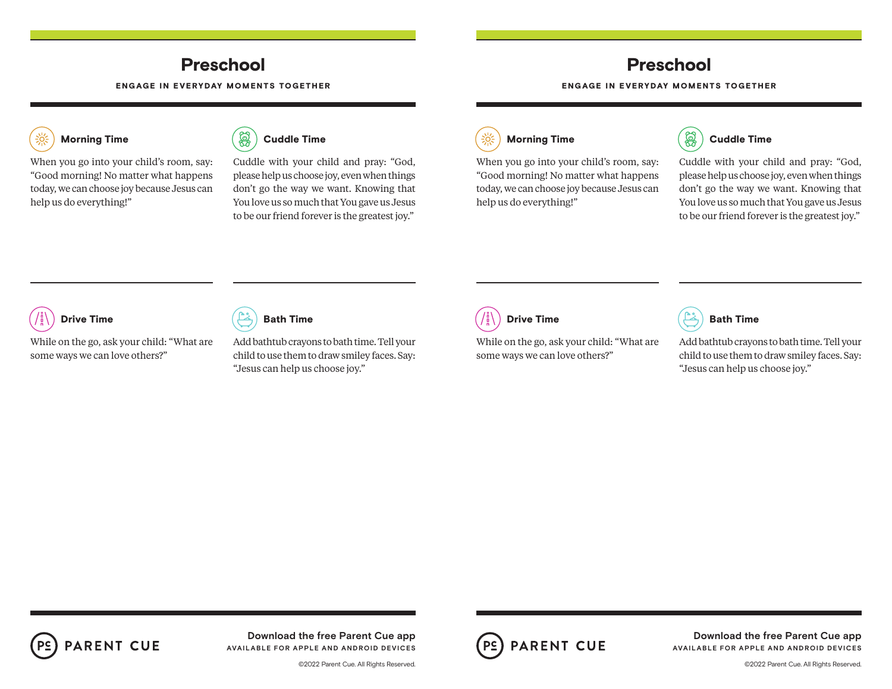# Preschool

**ENGAGE IN EVERYDAY MOMENTS TOGETHER**

### Morning Time

When you go into your child's room, say: "Good morning! No matter what happens today, we can choose joy because Jesus can help us do everything!"

### Cuddle Time

Cuddle with your child and pray: "God, please help us choose joy, even when things don't go the way we want. Knowing that You love us so much that You gave us Jesus to be our friend forever is the greatest joy."

### Drive Time

While on the go, ask your child: "What are some ways we can love others?"

### Bath Time

Add bathtub crayons to bath time. Tell your child to use them to draw smiley faces. Say: "Jesus can help us choose joy."

PARENT CUE

**Download the free Parent Cue app**
AVAILABLE FOR APPLE AND ANDROID DEVICES

©2022 Parent Cue. All Rights Reserved.

# Preschool

**ENGAGE IN EVERYDAY MOMENTS TOGETHER**

### Morning Time

When you go into your child's room, say: "Good morning! No matter what happens today, we can choose joy because Jesus can help us do everything!"

### Cuddle Time

Cuddle with your child and pray: "God, please help us choose joy, even when things don't go the way we want. Knowing that You love us so much that You gave us Jesus to be our friend forever is the greatest joy."

### Drive Time

While on the go, ask your child: "What are some ways we can love others?"

### Bath Time

Add bathtub crayons to bath time. Tell your child to use them to draw smiley faces. Say: "Jesus can help us choose joy."

PARENT CUE

**Download the free Parent Cue app**
AVAILABLE FOR APPLE AND ANDROID DEVICES

©2022 Parent Cue. All Rights Reserved.